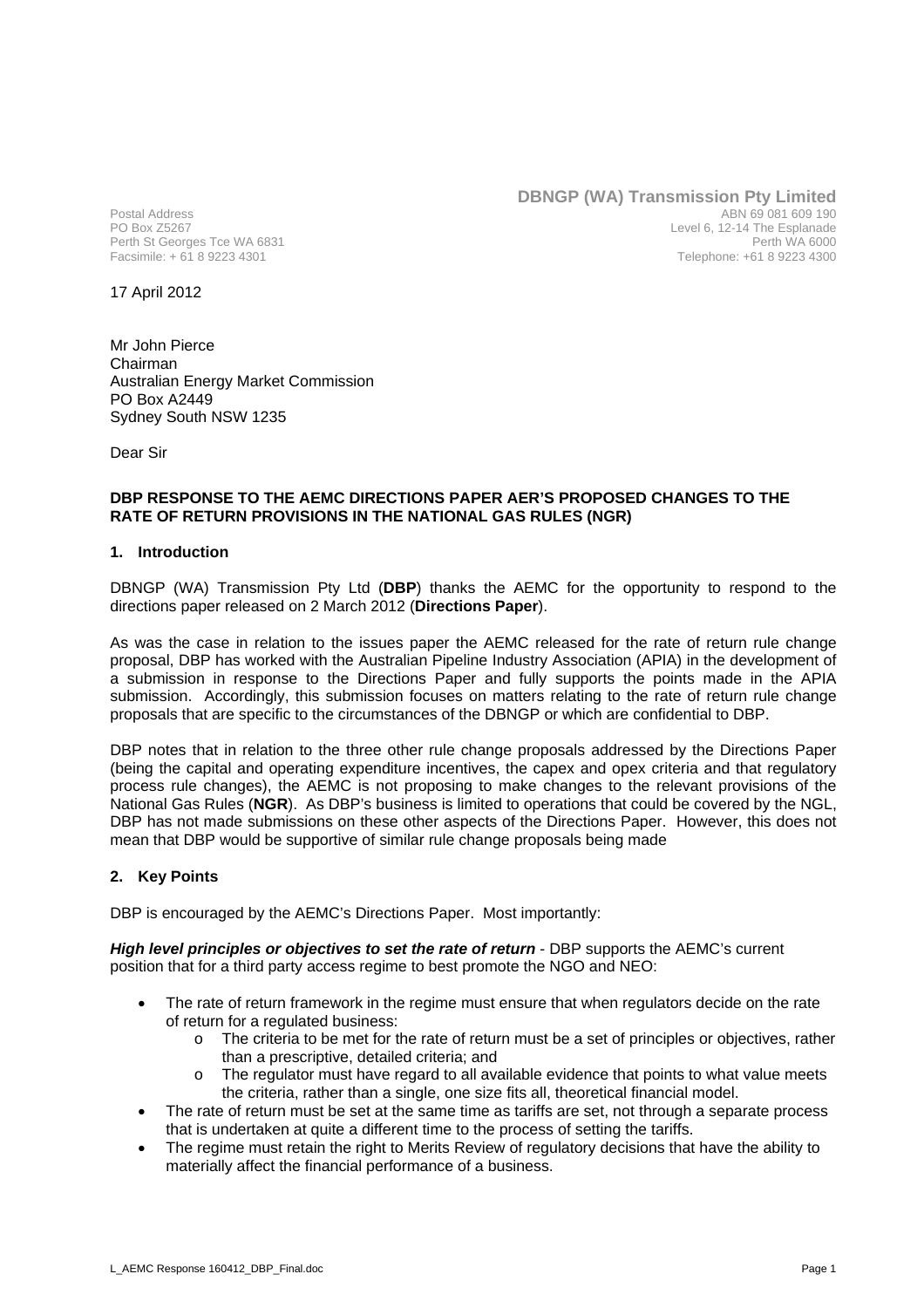**DBNGP (WA) Transmission Pty Limited**
ABN 69 081 609 190
Level 6, 12-14 The Esplanade
Perth WA 6000
Telephone: +61 8 9223 4300

Postal Address
PO Box Z5267
Perth St Georges Tce WA 6831
Facsimile: + 61 8 9223 4301

17 April 2012

Mr John Pierce
Chairman
Australian Energy Market Commission
PO Box A2449
Sydney South NSW 1235

Dear Sir

**DBP RESPONSE TO THE AEMC DIRECTIONS PAPER AER'S PROPOSED CHANGES TO THE RATE OF RETURN PROVISIONS IN THE NATIONAL GAS RULES (NGR)**

## 1. Introduction

DBNGP (WA) Transmission Pty Ltd (**DBP**) thanks the AEMC for the opportunity to respond to the directions paper released on 2 March 2012 (**Directions Paper**).

As was the case in relation to the issues paper the AEMC released for the rate of return rule change proposal, DBP has worked with the Australian Pipeline Industry Association (APIA) in the development of a submission in response to the Directions Paper and fully supports the points made in the APIA submission. Accordingly, this submission focuses on matters relating to the rate of return rule change proposals that are specific to the circumstances of the DBNGP or which are confidential to DBP.

DBP notes that in relation to the three other rule change proposals addressed by the Directions Paper (being the capital and operating expenditure incentives, the capex and opex criteria and that regulatory process rule changes), the AEMC is not proposing to make changes to the relevant provisions of the National Gas Rules (**NGR**). As DBP's business is limited to operations that could be covered by the NGL, DBP has not made submissions on these other aspects of the Directions Paper. However, this does not mean that DBP would be supportive of similar rule change proposals being made

## 2. Key Points

DBP is encouraged by the AEMC's Directions Paper. Most importantly:

***High level principles or objectives to set the rate of return*** - DBP supports the AEMC's current position that for a third party access regime to best promote the NGO and NEO:

- The rate of return framework in the regime must ensure that when regulators decide on the rate of return for a regulated business:
  - The criteria to be met for the rate of return must be a set of principles or objectives, rather than a prescriptive, detailed criteria; and
  - The regulator must have regard to all available evidence that points to what value meets the criteria, rather than a single, one size fits all, theoretical financial model.
- The rate of return must be set at the same time as tariffs are set, not through a separate process that is undertaken at quite a different time to the process of setting the tariffs.
- The regime must retain the right to Merits Review of regulatory decisions that have the ability to materially affect the financial performance of a business.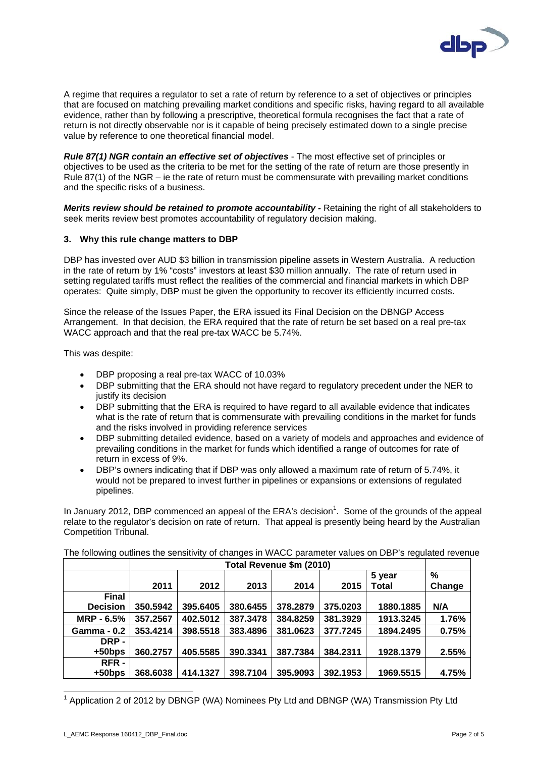A regime that requires a regulator to set a rate of return by reference to a set of objectives or principles that are focused on matching prevailing market conditions and specific risks, having regard to all available evidence, rather than by following a prescriptive, theoretical formula recognises the fact that a rate of return is not directly observable nor is it capable of being precisely estimated down to a single precise value by reference to one theoretical financial model.

***Rule 87(1) NGR contain an effective set of objectives*** - The most effective set of principles or objectives to be used as the criteria to be met for the setting of the rate of return are those presently in Rule 87(1) of the NGR – ie the rate of return must be commensurate with prevailing market conditions and the specific risks of a business.

***Merits review should be retained to promote accountability -*** Retaining the right of all stakeholders to seek merits review best promotes accountability of regulatory decision making.

### 3. Why this rule change matters to DBP

DBP has invested over AUD $3 billion in transmission pipeline assets in Western Australia. A reduction in the rate of return by 1% "costs" investors at least $30 million annually. The rate of return used in setting regulated tariffs must reflect the realities of the commercial and financial markets in which DBP operates: Quite simply, DBP must be given the opportunity to recover its efficiently incurred costs.

Since the release of the Issues Paper, the ERA issued its Final Decision on the DBNGP Access Arrangement. In that decision, the ERA required that the rate of return be set based on a real pre-tax WACC approach and that the real pre-tax WACC be 5.74%.

This was despite:

- DBP proposing a real pre-tax WACC of 10.03%
- DBP submitting that the ERA should not have regard to regulatory precedent under the NER to justify its decision
- DBP submitting that the ERA is required to have regard to all available evidence that indicates what is the rate of return that is commensurate with prevailing conditions in the market for funds and the risks involved in providing reference services
- DBP submitting detailed evidence, based on a variety of models and approaches and evidence of prevailing conditions in the market for funds which identified a range of outcomes for rate of return in excess of 9%.
- DBP's owners indicating that if DBP was only allowed a maximum rate of return of 5.74%, it would not be prepared to invest further in pipelines or expansions or extensions of regulated pipelines.

In January 2012, DBP commenced an appeal of the ERA's decision[1]. Some of the grounds of the appeal relate to the regulator's decision on rate of return. That appeal is presently being heard by the Australian Competition Tribunal.

The following outlines the sensitivity of changes in WACC parameter values on DBP's regulated revenue

| | Total Revenue $m (2010) | | | | | | |
|---|---|---|---|---|---|---|---|
| | 2011 | 2012 | 2013 | 2014 | 2015 | 5 year Total | % Change |
| **Final Decision** | 350.5942 | 395.6405 | 380.6455 | 378.2879 | 375.0203 | 1880.1885 | N/A |
| **MRP - 6.5%** | 357.2567 | 402.5012 | 387.3478 | 384.8259 | 381.3929 | 1913.3245 | 1.76% |
| **Gamma - 0.2** | 353.4214 | 398.5518 | 383.4896 | 381.0623 | 377.7245 | 1894.2495 | 0.75% |
| **DRP - +50bps** | 360.2757 | 405.5585 | 390.3341 | 387.7384 | 384.2311 | 1928.1379 | 2.55% |
| **RFR - +50bps** | 368.6038 | 414.1327 | 398.7104 | 395.9093 | 392.1953 | 1969.5515 | 4.75% |

[1] Application 2 of 2012 by DBNGP (WA) Nominees Pty Ltd and DBNGP (WA) Transmission Pty Ltd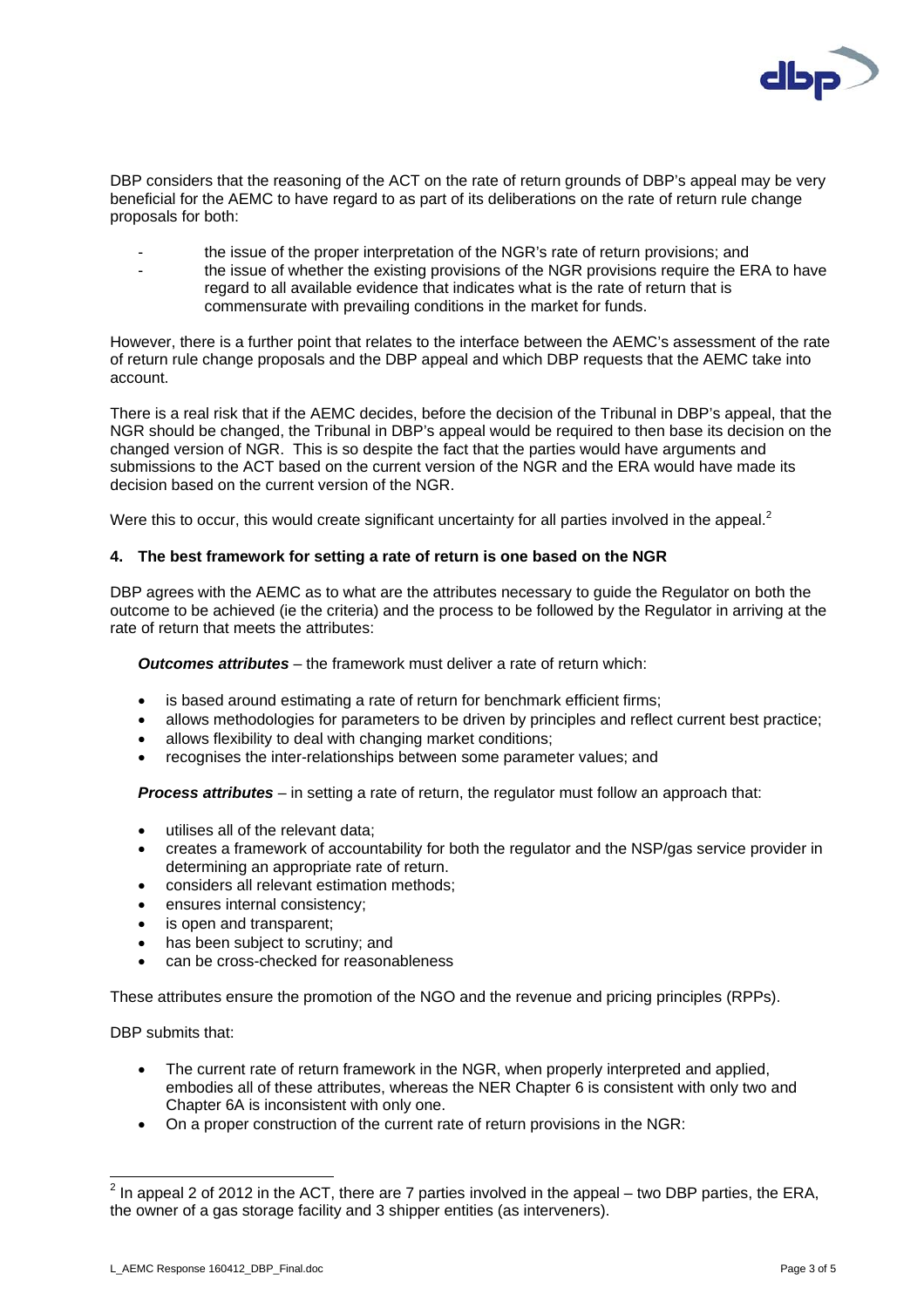DBP considers that the reasoning of the ACT on the rate of return grounds of DBP's appeal may be very beneficial for the AEMC to have regard to as part of its deliberations on the rate of return rule change proposals for both:

- the issue of the proper interpretation of the NGR's rate of return provisions; and
- the issue of whether the existing provisions of the NGR provisions require the ERA to have regard to all available evidence that indicates what is the rate of return that is commensurate with prevailing conditions in the market for funds.

However, there is a further point that relates to the interface between the AEMC's assessment of the rate of return rule change proposals and the DBP appeal and which DBP requests that the AEMC take into account.

There is a real risk that if the AEMC decides, before the decision of the Tribunal in DBP's appeal, that the NGR should be changed, the Tribunal in DBP's appeal would be required to then base its decision on the changed version of NGR. This is so despite the fact that the parties would have arguments and submissions to the ACT based on the current version of the NGR and the ERA would have made its decision based on the current version of the NGR.

Were this to occur, this would create significant uncertainty for all parties involved in the appeal.[2]

## 4. The best framework for setting a rate of return is one based on the NGR

DBP agrees with the AEMC as to what are the attributes necessary to guide the Regulator on both the outcome to be achieved (ie the criteria) and the process to be followed by the Regulator in arriving at the rate of return that meets the attributes:

***Outcomes attributes*** – the framework must deliver a rate of return which:

- is based around estimating a rate of return for benchmark efficient firms;
- allows methodologies for parameters to be driven by principles and reflect current best practice;
- allows flexibility to deal with changing market conditions;
- recognises the inter-relationships between some parameter values; and

***Process attributes*** – in setting a rate of return, the regulator must follow an approach that:

- utilises all of the relevant data;
- creates a framework of accountability for both the regulator and the NSP/gas service provider in determining an appropriate rate of return.
- considers all relevant estimation methods;
- ensures internal consistency;
- is open and transparent;
- has been subject to scrutiny; and
- can be cross-checked for reasonableness

These attributes ensure the promotion of the NGO and the revenue and pricing principles (RPPs).

DBP submits that:

- The current rate of return framework in the NGR, when properly interpreted and applied, embodies all of these attributes, whereas the NER Chapter 6 is consistent with only two and Chapter 6A is inconsistent with only one.
- On a proper construction of the current rate of return provisions in the NGR:

[2] In appeal 2 of 2012 in the ACT, there are 7 parties involved in the appeal – two DBP parties, the ERA, the owner of a gas storage facility and 3 shipper entities (as interveners).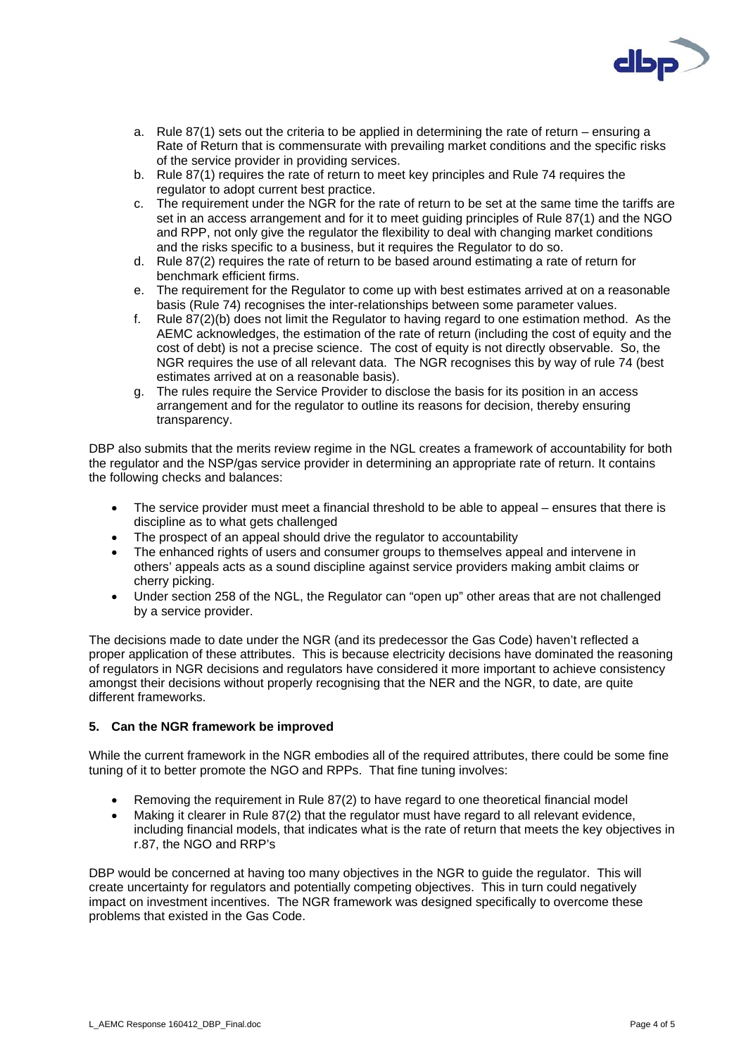a. Rule 87(1) sets out the criteria to be applied in determining the rate of return – ensuring a Rate of Return that is commensurate with prevailing market conditions and the specific risks of the service provider in providing services.
b. Rule 87(1) requires the rate of return to meet key principles and Rule 74 requires the regulator to adopt current best practice.
c. The requirement under the NGR for the rate of return to be set at the same time the tariffs are set in an access arrangement and for it to meet guiding principles of Rule 87(1) and the NGO and RPP, not only give the regulator the flexibility to deal with changing market conditions and the risks specific to a business, but it requires the Regulator to do so.
d. Rule 87(2) requires the rate of return to be based around estimating a rate of return for benchmark efficient firms.
e. The requirement for the Regulator to come up with best estimates arrived at on a reasonable basis (Rule 74) recognises the inter-relationships between some parameter values.
f. Rule 87(2)(b) does not limit the Regulator to having regard to one estimation method. As the AEMC acknowledges, the estimation of the rate of return (including the cost of equity and the cost of debt) is not a precise science. The cost of equity is not directly observable. So, the NGR requires the use of all relevant data. The NGR recognises this by way of rule 74 (best estimates arrived at on a reasonable basis).
g. The rules require the Service Provider to disclose the basis for its position in an access arrangement and for the regulator to outline its reasons for decision, thereby ensuring transparency.

DBP also submits that the merits review regime in the NGL creates a framework of accountability for both the regulator and the NSP/gas service provider in determining an appropriate rate of return. It contains the following checks and balances:

- The service provider must meet a financial threshold to be able to appeal – ensures that there is discipline as to what gets challenged
- The prospect of an appeal should drive the regulator to accountability
- The enhanced rights of users and consumer groups to themselves appeal and intervene in others' appeals acts as a sound discipline against service providers making ambit claims or cherry picking.
- Under section 258 of the NGL, the Regulator can "open up" other areas that are not challenged by a service provider.

The decisions made to date under the NGR (and its predecessor the Gas Code) haven't reflected a proper application of these attributes. This is because electricity decisions have dominated the reasoning of regulators in NGR decisions and regulators have considered it more important to achieve consistency amongst their decisions without properly recognising that the NER and the NGR, to date, are quite different frameworks.

### 5. Can the NGR framework be improved

While the current framework in the NGR embodies all of the required attributes, there could be some fine tuning of it to better promote the NGO and RPPs. That fine tuning involves:

- Removing the requirement in Rule 87(2) to have regard to one theoretical financial model
- Making it clearer in Rule 87(2) that the regulator must have regard to all relevant evidence, including financial models, that indicates what is the rate of return that meets the key objectives in r.87, the NGO and RRP's

DBP would be concerned at having too many objectives in the NGR to guide the regulator. This will create uncertainty for regulators and potentially competing objectives. This in turn could negatively impact on investment incentives. The NGR framework was designed specifically to overcome these problems that existed in the Gas Code.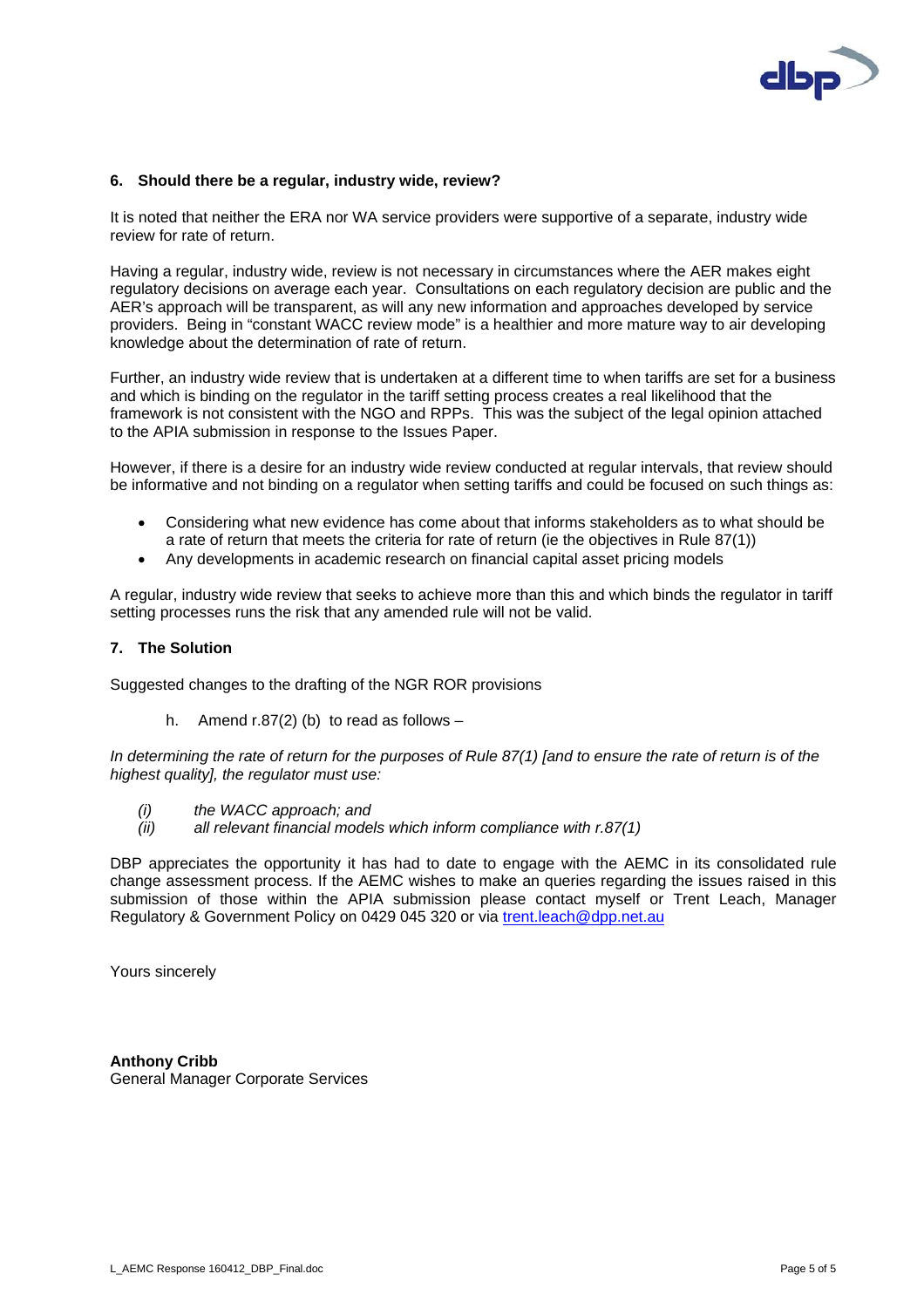### 6. Should there be a regular, industry wide, review?

It is noted that neither the ERA nor WA service providers were supportive of a separate, industry wide review for rate of return.

Having a regular, industry wide, review is not necessary in circumstances where the AER makes eight regulatory decisions on average each year. Consultations on each regulatory decision are public and the AER's approach will be transparent, as will any new information and approaches developed by service providers. Being in "constant WACC review mode" is a healthier and more mature way to air developing knowledge about the determination of rate of return.

Further, an industry wide review that is undertaken at a different time to when tariffs are set for a business and which is binding on the regulator in the tariff setting process creates a real likelihood that the framework is not consistent with the NGO and RPPs. This was the subject of the legal opinion attached to the APIA submission in response to the Issues Paper.

However, if there is a desire for an industry wide review conducted at regular intervals, that review should be informative and not binding on a regulator when setting tariffs and could be focused on such things as:

- Considering what new evidence has come about that informs stakeholders as to what should be a rate of return that meets the criteria for rate of return (ie the objectives in Rule 87(1))
- Any developments in academic research on financial capital asset pricing models

A regular, industry wide review that seeks to achieve more than this and which binds the regulator in tariff setting processes runs the risk that any amended rule will not be valid.

### 7. The Solution

Suggested changes to the drafting of the NGR ROR provisions

h. Amend r.87(2) (b) to read as follows –

*In determining the rate of return for the purposes of Rule 87(1) [and to ensure the rate of return is of the highest quality], the regulator must use:*

*(i) the WACC approach; and*
*(ii) all relevant financial models which inform compliance with r.87(1)*

DBP appreciates the opportunity it has had to date to engage with the AEMC in its consolidated rule change assessment process. If the AEMC wishes to make an queries regarding the issues raised in this submission of those within the APIA submission please contact myself or Trent Leach, Manager Regulatory & Government Policy on 0429 045 320 or via trent.leach@dpp.net.au

Yours sincerely

**Anthony Cribb**
General Manager Corporate Services